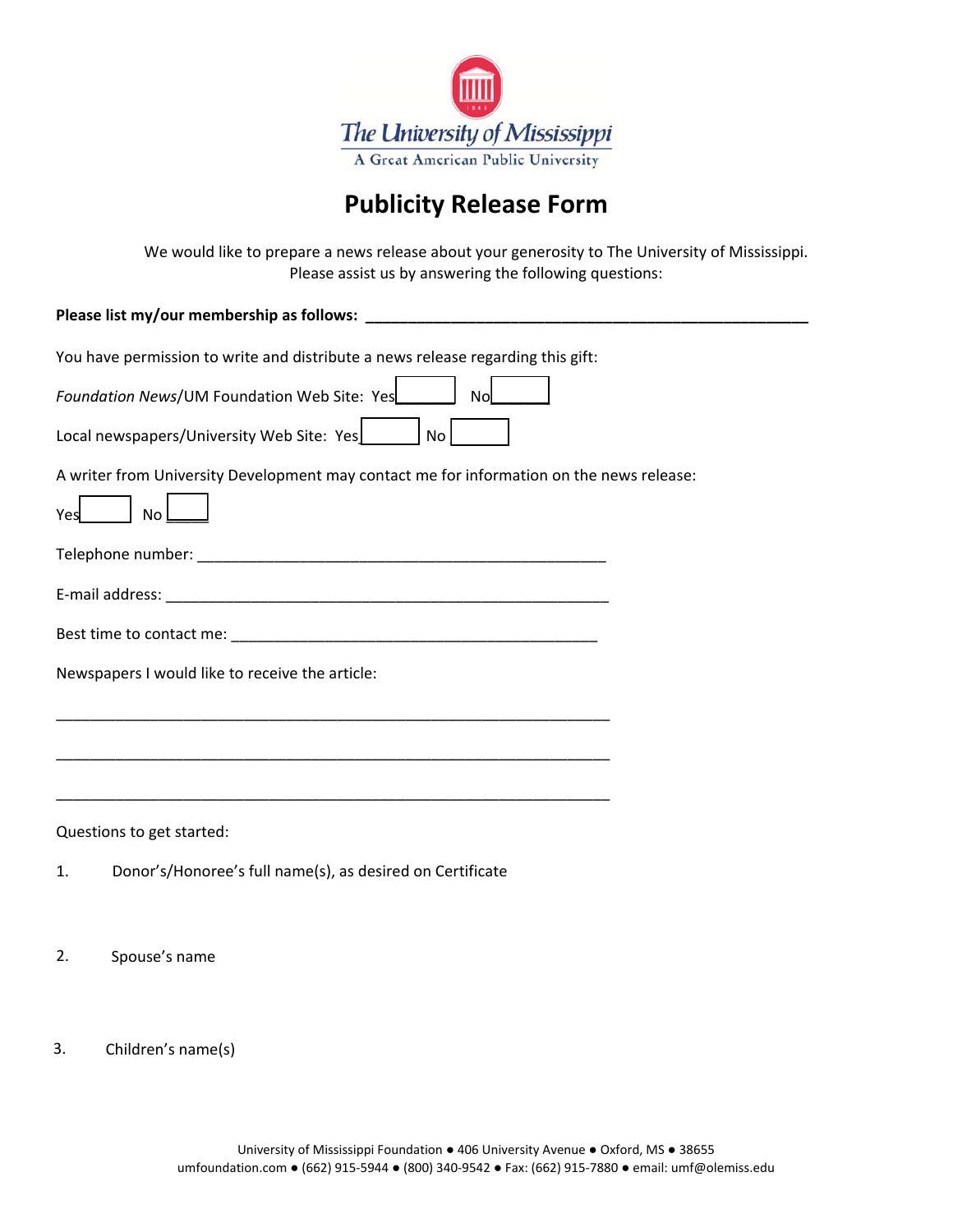The University of Mississippi

A Great American Public University

# Publicity Release Form

We would like to prepare a news release about your generosity to The University of Mississippi. Please assist us by answering the following questions:

**Please list my/our membership as follows:** ______________________________________________________

You have permission to write and distribute a news release regarding this gift:

*Foundation News*/UM Foundation Web Site: Yes ☐ No ☐

Local newspapers/University Web Site: Yes ☐ No ☐

A writer from University Development may contact me for information on the news release:

Yes ☐ No ☐

Telephone number: ________________________________________________

E-mail address: ____________________________________________________

Best time to contact me: ___________________________________________

Newspapers I would like to receive the article:

_________________________________________________________________

_________________________________________________________________

_________________________________________________________________

Questions to get started:

1. Donor's/Honoree's full name(s), as desired on Certificate

2. Spouse's name

3. Children's name(s)

University of Mississippi Foundation ● 406 University Avenue ● Oxford, MS ● 38655
umfoundation.com ● (662) 915-5944 ● (800) 340-9542 ● Fax: (662) 915-7880 ● email: umf@olemiss.edu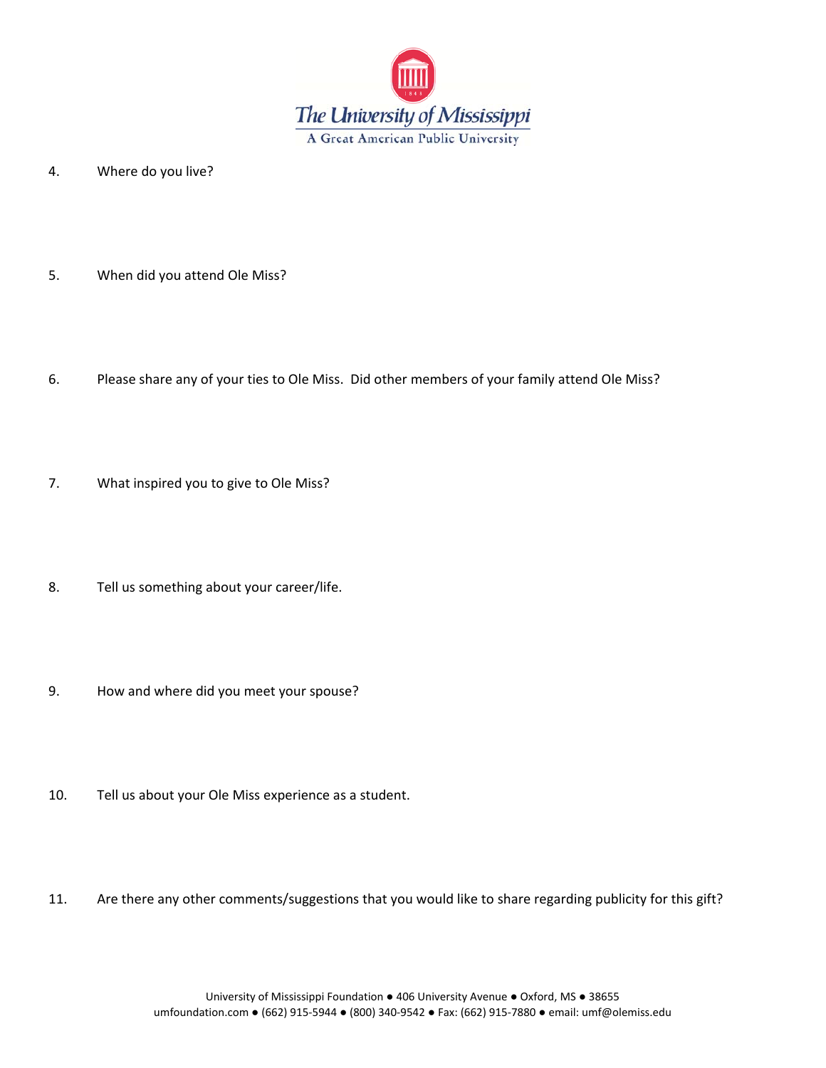The University of Mississippi

A Great American Public University

4. Where do you live?

5. When did you attend Ole Miss?

6. Please share any of your ties to Ole Miss. Did other members of your family attend Ole Miss?

7. What inspired you to give to Ole Miss?

8. Tell us something about your career/life.

9. How and where did you meet your spouse?

10. Tell us about your Ole Miss experience as a student.

11. Are there any other comments/suggestions that you would like to share regarding publicity for this gift?

University of Mississippi Foundation ● 406 University Avenue ● Oxford, MS ● 38655
umfoundation.com ● (662) 915-5944 ● (800) 340-9542 ● Fax: (662) 915-7880 ● email: umf@olemiss.edu